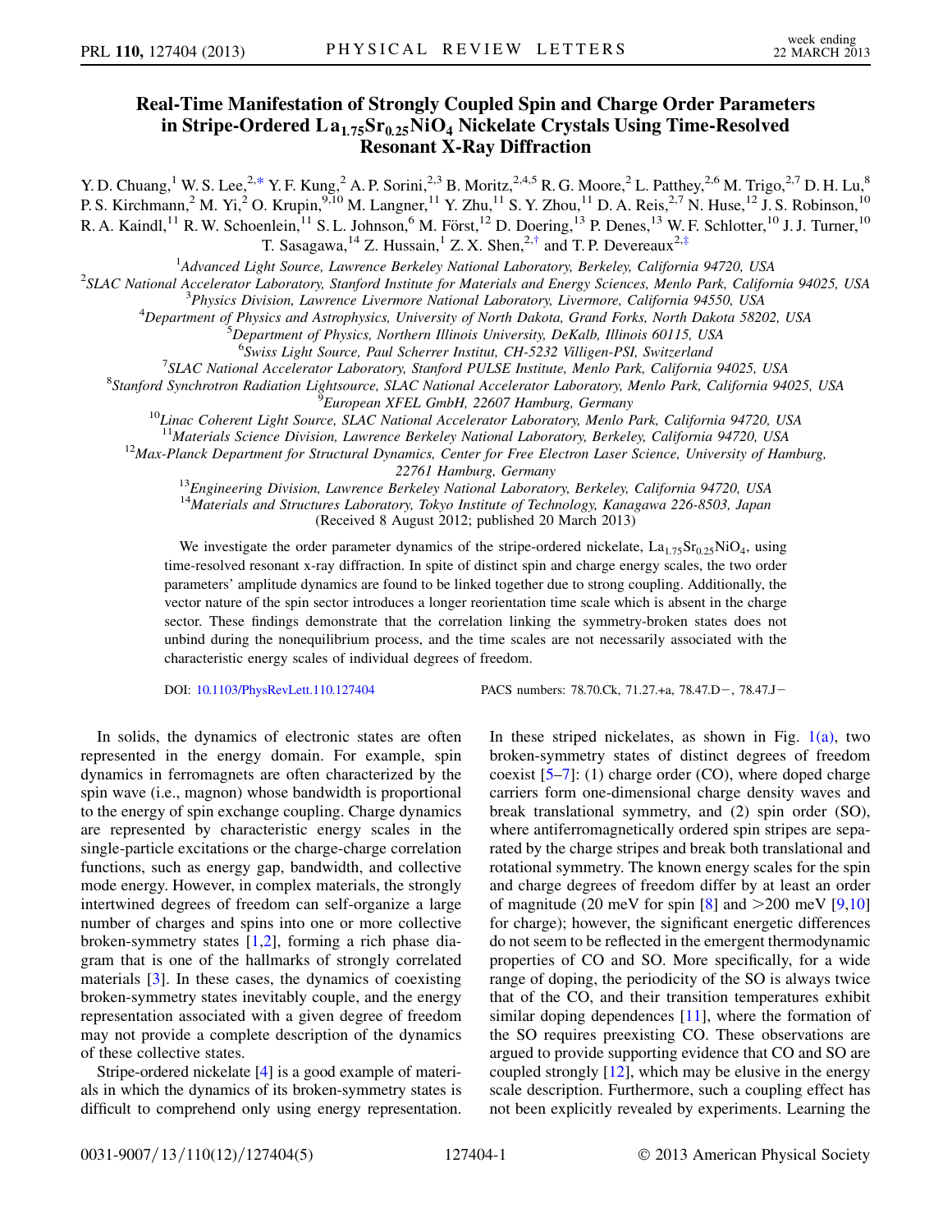# Real-Time Manifestation of Strongly Coupled Spin and Charge Order Parameters in Stripe-Ordered $La_{1.75}Sr_{0.25}NiO_4$ Nickelate Crystals Using Time-Resolved Resonant X-Ray Diffraction

Y. D. Chuang,[1] W. S. Lee,[2,*] Y. F. Kung,[2] A. P. Sorini,[2,3] B. Moritz,[2,4,5] R. G. Moore,[2] L. Patthey,[2,6] M. Trigo,[2,7] D. H. Lu,[8] P. S. Kirchmann,[2] M. Yi,[2] O. Krupin,[9,10] M. Langner,[11] Y. Zhu,[11] S. Y. Zhou,[11] D. A. Reis,[2,7] N. Huse,[12] J. S. Robinson,[10] R. A. Kaindl,[11] R. W. Schoenlein,[11] S. L. Johnson,[6] M. Först,[12] D. Doering,[13] P. Denes,[13] W. F. Schlotter,[10] J. J. Turner,[10] T. Sasagawa,[14] Z. Hussain,[1] Z. X. Shen,[2,†] and T. P. Devereaux[2,‡]

[1]Advanced Light Source, Lawrence Berkeley National Laboratory, Berkeley, California 94720, USA
[2]SLAC National Accelerator Laboratory, Stanford Institute for Materials and Energy Sciences, Menlo Park, California 94025, USA
[3]Physics Division, Lawrence Livermore National Laboratory, Livermore, California 94550, USA
[4]Department of Physics and Astrophysics, University of North Dakota, Grand Forks, North Dakota 58202, USA
[5]Department of Physics, Northern Illinois University, DeKalb, Illinois 60115, USA
[6]Swiss Light Source, Paul Scherrer Institut, CH-5232 Villigen-PSI, Switzerland
[7]SLAC National Accelerator Laboratory, Stanford PULSE Institute, Menlo Park, California 94025, USA
[8]Stanford Synchrotron Radiation Lightsource, SLAC National Accelerator Laboratory, Menlo Park, California 94025, USA
[9]European XFEL GmbH, 22607 Hamburg, Germany
[10]Linac Coherent Light Source, SLAC National Accelerator Laboratory, Menlo Park, California 94720, USA
[11]Materials Science Division, Lawrence Berkeley National Laboratory, Berkeley, California 94720, USA
[12]Max-Planck Department for Structural Dynamics, Center for Free Electron Laser Science, University of Hamburg, 22761 Hamburg, Germany
[13]Engineering Division, Lawrence Berkeley National Laboratory, Berkeley, California 94720, USA
[14]Materials and Structures Laboratory, Tokyo Institute of Technology, Kanagawa 226-8503, Japan

(Received 8 August 2012; published 20 March 2013)

We investigate the order parameter dynamics of the stripe-ordered nickelate, $La_{1.75}Sr_{0.25}NiO_4$, using time-resolved resonant x-ray diffraction. In spite of distinct spin and charge energy scales, the two order parameters' amplitude dynamics are found to be linked together due to strong coupling. Additionally, the vector nature of the spin sector introduces a longer reorientation time scale which is absent in the charge sector. These findings demonstrate that the correlation linking the symmetry-broken states does not unbind during the nonequilibrium process, and the time scales are not necessarily associated with the characteristic energy scales of individual degrees of freedom.

DOI: 10.1103/PhysRevLett.110.127404 PACS numbers: 78.70.Ck, 71.27.+a, 78.47.D−, 78.47.J−

In solids, the dynamics of electronic states are often represented in the energy domain. For example, spin dynamics in ferromagnets are often characterized by the spin wave (i.e., magnon) whose bandwidth is proportional to the energy of spin exchange coupling. Charge dynamics are represented by characteristic energy scales in the single-particle excitations or the charge-charge correlation functions, such as energy gap, bandwidth, and collective mode energy. However, in complex materials, the strongly intertwined degrees of freedom can self-organize a large number of charges and spins into one or more collective broken-symmetry states [1,2], forming a rich phase diagram that is one of the hallmarks of strongly correlated materials [3]. In these cases, the dynamics of coexisting broken-symmetry states inevitably couple, and the energy representation associated with a given degree of freedom may not provide a complete description of the dynamics of these collective states.

Stripe-ordered nickelate [4] is a good example of materials in which the dynamics of its broken-symmetry states is difficult to comprehend only using energy representation. In these striped nickelates, as shown in Fig. 1(a), two broken-symmetry states of distinct degrees of freedom coexist [5–7]: (1) charge order (CO), where doped charge carriers form one-dimensional charge density waves and break translational symmetry, and (2) spin order (SO), where antiferromagnetically ordered spin stripes are separated by the charge stripes and break both translational and rotational symmetry. The known energy scales for the spin and charge degrees of freedom differ by at least an order of magnitude (20 meV for spin [8] and >200 meV [9,10] for charge); however, the significant energetic differences do not seem to be reflected in the emergent thermodynamic properties of CO and SO. More specifically, for a wide range of doping, the periodicity of the SO is always twice that of the CO, and their transition temperatures exhibit similar doping dependences [11], where the formation of the SO requires preexisting CO. These observations are argued to provide supporting evidence that CO and SO are coupled strongly [12], which may be elusive in the energy scale description. Furthermore, such a coupling effect has not been explicitly revealed by experiments. Learning the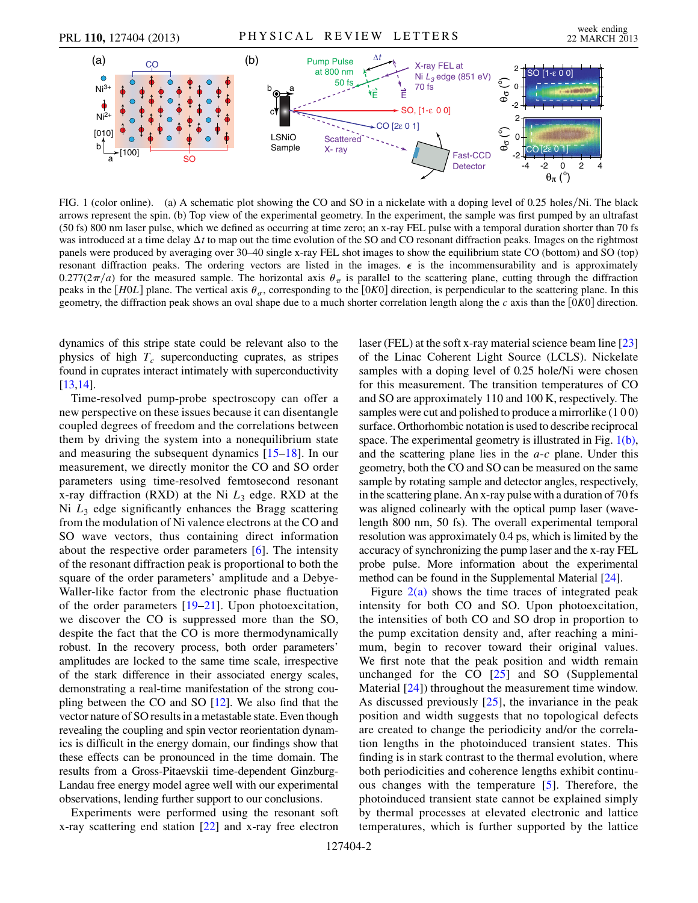FIG. 1 (color online). (a) A schematic plot showing the CO and SO in a nickelate with a doping level of 0.25 holes/Ni. The black arrows represent the spin. (b) Top view of the experimental geometry. In the experiment, the sample was first pumped by an ultrafast (50 fs) 800 nm laser pulse, which we defined as occurring at time zero; an x-ray FEL pulse with a temporal duration shorter than 70 fs was introduced at a time delay $\Delta t$ to map out the time evolution of the SO and CO resonant diffraction peaks. Images on the rightmost panels were produced by averaging over 30–40 single x-ray FEL shot images to show the equilibrium state CO (bottom) and SO (top) resonant diffraction peaks. The ordering vectors are listed in the images. $\epsilon$ is the incommensurability and is approximately $0.277(2\pi/a)$ for the measured sample. The horizontal axis $\theta_\pi$ is parallel to the scattering plane, cutting through the diffraction peaks in the [$H0L$] plane. The vertical axis $\theta_\sigma$, corresponding to the [$0K0$] direction, is perpendicular to the scattering plane. In this geometry, the diffraction peak shows an oval shape due to a much shorter correlation length along the $c$ axis than the [$0K0$] direction.

dynamics of this stripe state could be relevant also to the physics of high $T_c$ superconducting cuprates, as stripes found in cuprates interact intimately with superconductivity [13,14].

Time-resolved pump-probe spectroscopy can offer a new perspective on these issues because it can disentangle coupled degrees of freedom and the correlations between them by driving the system into a nonequilibrium state and measuring the subsequent dynamics [15–18]. In our measurement, we directly monitor the CO and SO order parameters using time-resolved femtosecond resonant x-ray diffraction (RXD) at the Ni $L_3$ edge. RXD at the Ni $L_3$ edge significantly enhances the Bragg scattering from the modulation of Ni valence electrons at the CO and SO wave vectors, thus containing direct information about the respective order parameters [6]. The intensity of the resonant diffraction peak is proportional to both the square of the order parameters' amplitude and a Debye-Waller-like factor from the electronic phase fluctuation of the order parameters [19–21]. Upon photoexcitation, we discover the CO is suppressed more than the SO, despite the fact that the CO is more thermodynamically robust. In the recovery process, both order parameters' amplitudes are locked to the same time scale, irrespective of the stark difference in their associated energy scales, demonstrating a real-time manifestation of the strong coupling between the CO and SO [12]. We also find that the vector nature of SO results in a metastable state. Even though revealing the coupling and spin vector reorientation dynamics is difficult in the energy domain, our findings show that these effects can be pronounced in the time domain. The results from a Gross-Pitaevskii time-dependent Ginzburg-Landau free energy model agree well with our experimental observations, lending further support to our conclusions.

Experiments were performed using the resonant soft x-ray scattering end station [22] and x-ray free electron laser (FEL) at the soft x-ray material science beam line [23] of the Linac Coherent Light Source (LCLS). Nickelate samples with a doping level of 0.25 hole/Ni were chosen for this measurement. The transition temperatures of CO and SO are approximately 110 and 100 K, respectively. The samples were cut and polished to produce a mirrorlike (1 0 0) surface. Orthorhombic notation is used to describe reciprocal space. The experimental geometry is illustrated in Fig. 1(b), and the scattering plane lies in the $a$-$c$ plane. Under this geometry, both the CO and SO can be measured on the same sample by rotating sample and detector angles, respectively, in the scattering plane. An x-ray pulse with a duration of 70 fs was aligned colinearly with the optical pump laser (wavelength 800 nm, 50 fs). The overall experimental temporal resolution was approximately 0.4 ps, which is limited by the accuracy of synchronizing the pump laser and the x-ray FEL probe pulse. More information about the experimental method can be found in the Supplemental Material [24].

Figure 2(a) shows the time traces of integrated peak intensity for both CO and SO. Upon photoexcitation, the intensities of both CO and SO drop in proportion to the pump excitation density and, after reaching a minimum, begin to recover toward their original values. We first note that the peak position and width remain unchanged for the CO [25] and SO (Supplemental Material [24]) throughout the measurement time window. As discussed previously [25], the invariance in the peak position and width suggests that no topological defects are created to change the periodicity and/or the correlation lengths in the photoinduced transient states. This finding is in stark contrast to the thermal evolution, where both periodicities and coherence lengths exhibit continuous changes with the temperature [5]. Therefore, the photoinduced transient state cannot be explained simply by thermal processes at elevated electronic and lattice temperatures, which is further supported by the lattice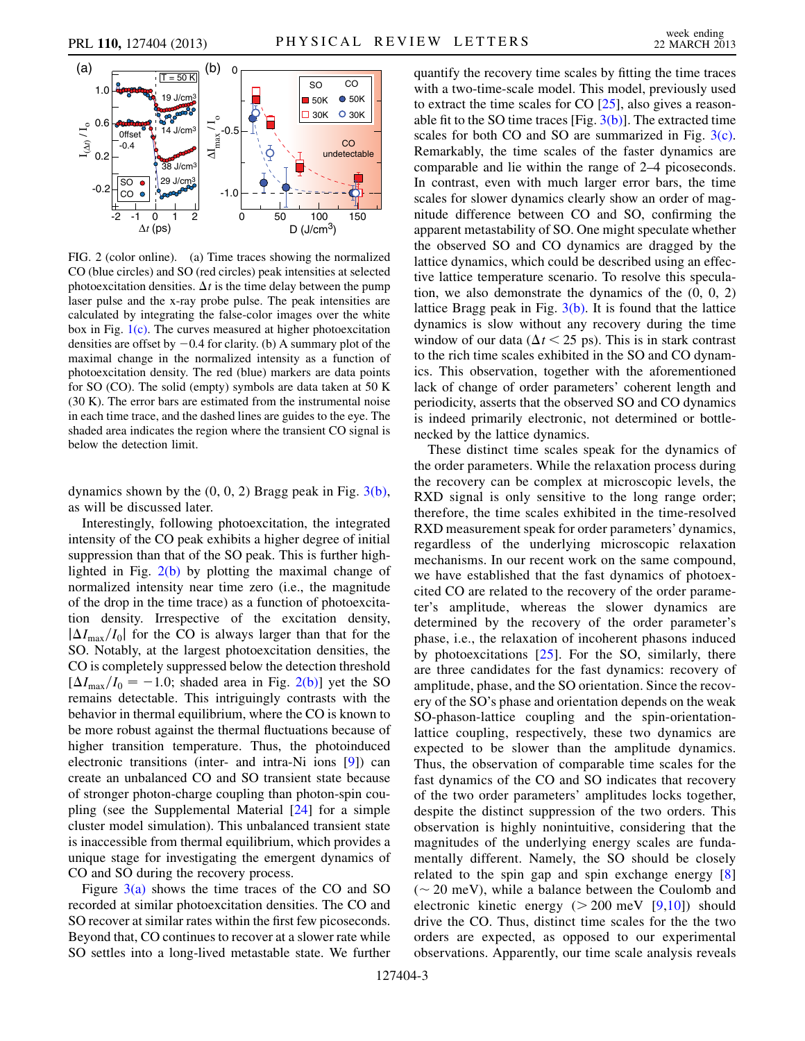(a)

T = 50 K

1.0

19 J/cm3

0.6

Offset -0.4

14 J/cm3

0.2

38 J/cm3

29 J/cm3

-0.2

SO

CO

-2 -1 0 1 2

Δt (ps)

$I_{(\Delta t)} / I_0$

(b)

0

-0.5

-1.0

0 50 100 150

D (J/cm3)

$\Delta I_{max} / I_0$

SO CO

50K 50K

30K 30K

CO undetectable

FIG. 2 (color online). (a) Time traces showing the normalized CO (blue circles) and SO (red circles) peak intensities at selected photoexcitation densities. $\Delta t$ is the time delay between the pump laser pulse and the x-ray probe pulse. The peak intensities are calculated by integrating the false-color images over the white box in Fig. 1(c). The curves measured at higher photoexcitation densities are offset by $-0.4$ for clarity. (b) A summary plot of the maximal change in the normalized intensity as a function of photoexcitation density. The red (blue) markers are data points for SO (CO). The solid (empty) symbols are data taken at 50 K (30 K). The error bars are estimated from the instrumental noise in each time trace, and the dashed lines are guides to the eye. The shaded area indicates the region where the transient CO signal is below the detection limit.

dynamics shown by the (0, 0, 2) Bragg peak in Fig. 3(b), as will be discussed later.

Interestingly, following photoexcitation, the integrated intensity of the CO peak exhibits a higher degree of initial suppression than that of the SO peak. This is further highlighted in Fig. 2(b) by plotting the maximal change of normalized intensity near time zero (i.e., the magnitude of the drop in the time trace) as a function of photoexcitation density. Irrespective of the excitation density, $|\Delta I_{max}/I_0|$ for the CO is always larger than that for the SO. Notably, at the largest photoexcitation densities, the CO is completely suppressed below the detection threshold [$\Delta I_{max}/I_0 = -1.0$; shaded area in Fig. 2(b)] yet the SO remains detectable. This intriguingly contrasts with the behavior in thermal equilibrium, where the CO is known to be more robust against the thermal fluctuations because of higher transition temperature. Thus, the photoinduced electronic transitions (inter- and intra-Ni ions [9]) can create an unbalanced CO and SO transient state because of stronger photon-charge coupling than photon-spin coupling (see the Supplemental Material [24] for a simple cluster model simulation). This unbalanced transient state is inaccessible from thermal equilibrium, which provides a unique stage for investigating the emergent dynamics of CO and SO during the recovery process.

Figure 3(a) shows the time traces of the CO and SO recorded at similar photoexcitation densities. The CO and SO recover at similar rates within the first few picoseconds. Beyond that, CO continues to recover at a slower rate while SO settles into a long-lived metastable state. We further quantify the recovery time scales by fitting the time traces with a two-time-scale model. This model, previously used to extract the time scales for CO [25], also gives a reasonable fit to the SO time traces [Fig. 3(b)]. The extracted time scales for both CO and SO are summarized in Fig. 3(c). Remarkably, the time scales of the faster dynamics are comparable and lie within the range of 2–4 picoseconds. In contrast, even with much larger error bars, the time scales for slower dynamics clearly show an order of magnitude difference between CO and SO, confirming the apparent metastability of SO. One might speculate whether the observed SO and CO dynamics are dragged by the lattice dynamics, which could be described using an effective lattice temperature scenario. To resolve this speculation, we also demonstrate the dynamics of the (0, 0, 2) lattice Bragg peak in Fig. 3(b). It is found that the lattice dynamics is slow without any recovery during the time window of our data ($\Delta t < 25$ ps). This is in stark contrast to the rich time scales exhibited in the SO and CO dynamics. This observation, together with the aforementioned lack of change of order parameters' coherent length and periodicity, asserts that the observed SO and CO dynamics is indeed primarily electronic, not determined or bottlenecked by the lattice dynamics.

These distinct time scales speak for the dynamics of the order parameters. While the relaxation process during the recovery can be complex at microscopic levels, the RXD signal is only sensitive to the long range order; therefore, the time scales exhibited in the time-resolved RXD measurement speak for order parameters' dynamics, regardless of the underlying microscopic relaxation mechanisms. In our recent work on the same compound, we have established that the fast dynamics of photoexcited CO are related to the recovery of the order parameter's amplitude, whereas the slower dynamics are determined by the recovery of the order parameter's phase, i.e., the relaxation of incoherent phasons induced by photoexcitations [25]. For the SO, similarly, there are three candidates for the fast dynamics: recovery of amplitude, phase, and the SO orientation. Since the recovery of the SO's phase and orientation depends on the weak SO-phason-lattice coupling and the spin-orientation-lattice coupling, respectively, these two dynamics are expected to be slower than the amplitude dynamics. Thus, the observation of comparable time scales for the fast dynamics of the CO and SO indicates that recovery of the two order parameters' amplitudes locks together, despite the distinct suppression of the two orders. This observation is highly nonintuitive, considering that the magnitudes of the underlying energy scales are fundamentally different. Namely, the SO should be closely related to the spin gap and spin exchange energy [8] ($\sim 20$ meV), while a balance between the Coulomb and electronic kinetic energy ($> 200$ meV [9,10]) should drive the CO. Thus, distinct time scales for the the two orders are expected, as opposed to our experimental observations. Apparently, our time scale analysis reveals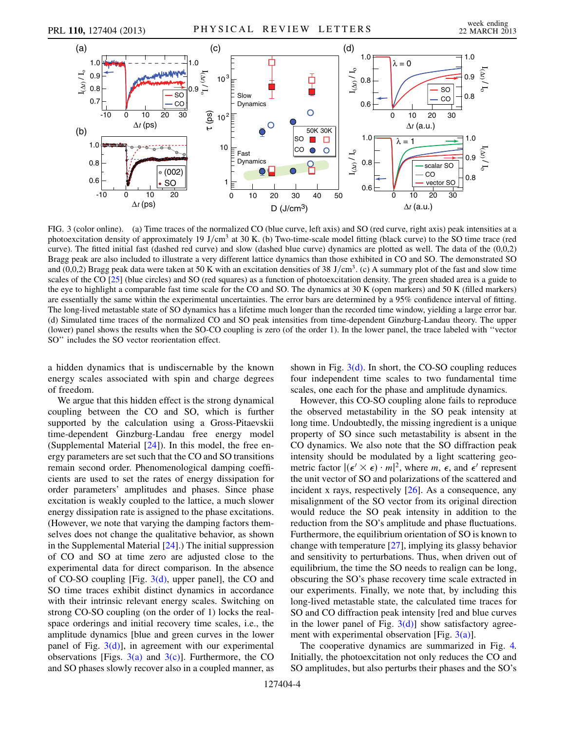FIG. 3 (color online). (a) Time traces of the normalized CO (blue curve, left axis) and SO (red curve, right axis) peak intensities at a photoexcitation density of approximately 19 J/cm$^3$ at 30 K. (b) Two-time-scale model fitting (black curve) to the SO time trace (red curve). The fitted initial fast (dashed red curve) and slow (dashed blue curve) dynamics are plotted as well. The data of the (0,0,2) Bragg peak are also included to illustrate a very different lattice dynamics than those exhibited in CO and SO. The demonstrated SO and (0,0,2) Bragg peak data were taken at 50 K with an excitation densities of 38 J/cm$^3$. (c) A summary plot of the fast and slow time scales of the CO [25] (blue circles) and SO (red squares) as a function of photoexcitation density. The green shaded area is a guide to the eye to highlight a comparable fast time scale for the CO and SO. The dynamics at 30 K (open markers) and 50 K (filled markers) are essentially the same within the experimental uncertainties. The error bars are determined by a 95% confidence interval of fitting. The long-lived metastable state of SO dynamics has a lifetime much longer than the recorded time window, yielding a large error bar. (d) Simulated time traces of the normalized CO and SO peak intensities from time-dependent Ginzburg-Landau theory. The upper (lower) panel shows the results when the SO-CO coupling is zero (of the order 1). In the lower panel, the trace labeled with "vector SO" includes the SO vector reorientation effect.

a hidden dynamics that is undiscernable by the known energy scales associated with spin and charge degrees of freedom.

We argue that this hidden effect is the strong dynamical coupling between the CO and SO, which is further supported by the calculation using a Gross-Pitaevskii time-dependent Ginzburg-Landau free energy model (Supplemental Material [24]). In this model, the free energy parameters are set such that the CO and SO transitions remain second order. Phenomenological damping coefficients are used to set the rates of energy dissipation for order parameters' amplitudes and phases. Since phase excitation is weakly coupled to the lattice, a much slower energy dissipation rate is assigned to the phase excitations. (However, we note that varying the damping factors themselves does not change the qualitative behavior, as shown in the Supplemental Material [24].) The initial suppression of CO and SO at time zero are adjusted close to the experimental data for direct comparison. In the absence of CO-SO coupling [Fig. 3(d), upper panel], the CO and SO time traces exhibit distinct dynamics in accordance with their intrinsic relevant energy scales. Switching on strong CO-SO coupling (on the order of 1) locks the real-space orderings and initial recovery time scales, i.e., the amplitude dynamics [blue and green curves in the lower panel of Fig. 3(d)], in agreement with our experimental observations [Figs. 3(a) and 3(c)]. Furthermore, the CO and SO phases slowly recover also in a coupled manner, as shown in Fig. 3(d). In short, the CO-SO coupling reduces four independent time scales to two fundamental time scales, one each for the phase and amplitude dynamics.

However, this CO-SO coupling alone fails to reproduce the observed metastability in the SO peak intensity at long time. Undoubtedly, the missing ingredient is a unique property of SO since such metastability is absent in the CO dynamics. We also note that the SO diffraction peak intensity should be modulated by a light scattering geometric factor $|(\epsilon' \times \epsilon) \cdot m|^2$, where $m$, $\epsilon$, and $\epsilon'$ represent the unit vector of SO and polarizations of the scattered and incident x rays, respectively [26]. As a consequence, any misalignment of the SO vector from its original direction would reduce the SO peak intensity in addition to the reduction from the SO's amplitude and phase fluctuations. Furthermore, the magnetic orientation of SO is known to change with temperature [27], implying its glassy behavior and sensitivity to perturbations. Thus, when driven out of equilibrium, the time the SO needs to realign can be long, obscuring the SO's phase recovery time scale extracted in our experiments. Finally, we note that, by including this long-lived metastable state, the calculated time traces for SO and CO diffraction peak intensity [red and blue curves in the lower panel of Fig. 3(d)] show satisfactory agreement with experimental observation [Fig. 3(a)].

The cooperative dynamics are summarized in Fig. 4. Initially, the photoexcitation not only reduces the CO and SO amplitudes, but also perturbs their phases and the SO's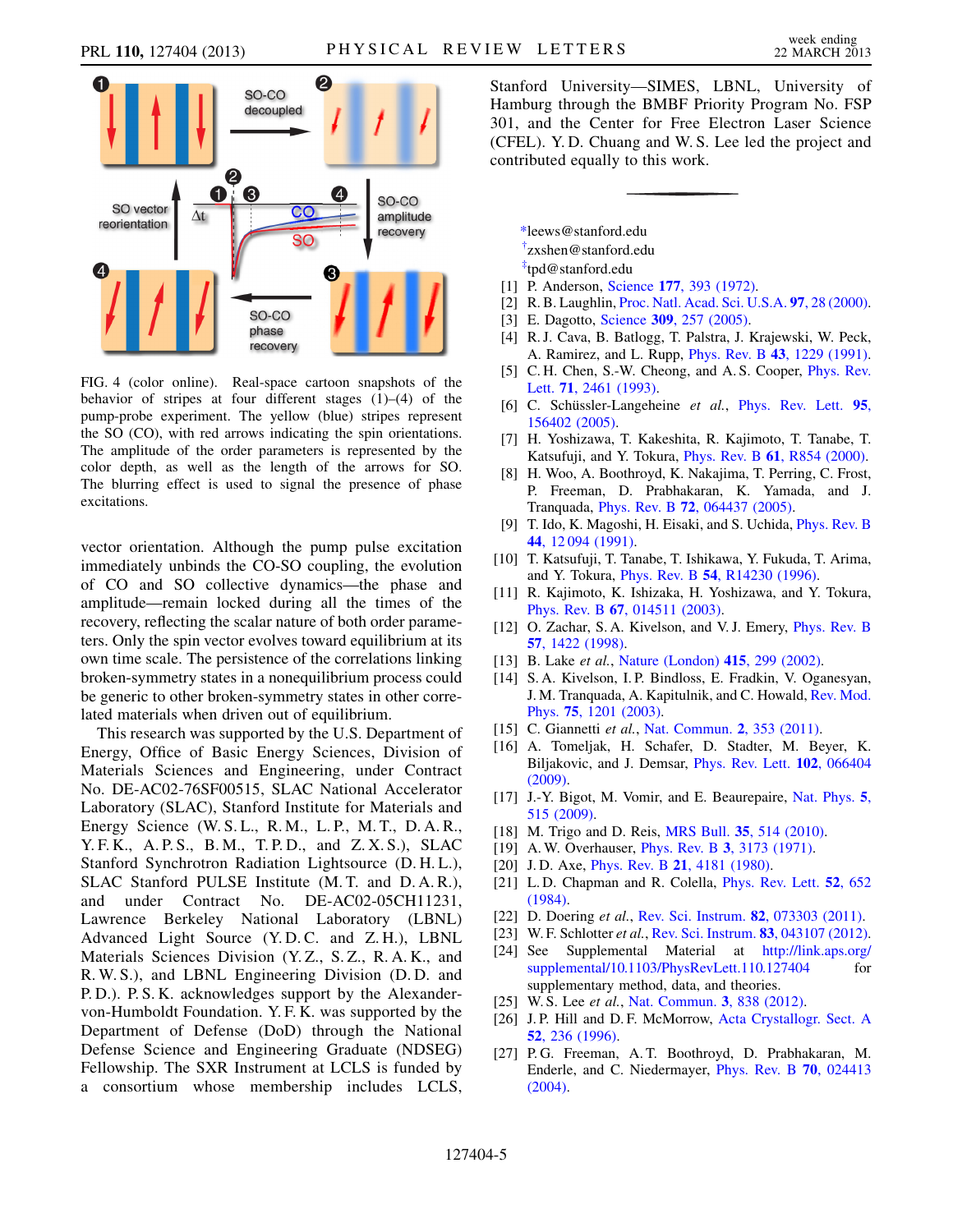SO-CO decoupled

SO vector reorientation

Δt

CO

SO

SO-CO amplitude recovery

SO-CO phase recovery

FIG. 4 (color online). Real-space cartoon snapshots of the behavior of stripes at four different stages (1)–(4) of the pump-probe experiment. The yellow (blue) stripes represent the SO (CO), with red arrows indicating the spin orientations. The amplitude of the order parameters is represented by the color depth, as well as the length of the arrows for SO. The blurring effect is used to signal the presence of phase excitations.

vector orientation. Although the pump pulse excitation immediately unbinds the CO-SO coupling, the evolution of CO and SO collective dynamics—the phase and amplitude—remain locked during all the times of the recovery, reflecting the scalar nature of both order parameters. Only the spin vector evolves toward equilibrium at its own time scale. The persistence of the correlations linking broken-symmetry states in a nonequilibrium process could be generic to other broken-symmetry states in other correlated materials when driven out of equilibrium.

This research was supported by the U.S. Department of Energy, Office of Basic Energy Sciences, Division of Materials Sciences and Engineering, under Contract No. DE-AC02-76SF00515, SLAC National Accelerator Laboratory (SLAC), Stanford Institute for Materials and Energy Science (W. S. L., R. M., L. P., M. T., D. A. R., Y. F. K., A. P. S., B. M., T. P. D., and Z. X. S.), SLAC Stanford Synchrotron Radiation Lightsource (D. H. L.), SLAC Stanford PULSE Institute (M. T. and D. A. R.), and under Contract No. DE-AC02-05CH11231, Lawrence Berkeley National Laboratory (LBNL) Advanced Light Source (Y. D. C. and Z. H.), LBNL Materials Sciences Division (Y. Z., S. Z., R. A. K., and R. W. S.), and LBNL Engineering Division (D. D. and P. D.). P. S. K. acknowledges support by the Alexander-von-Humboldt Foundation. Y. F. K. was supported by the Department of Defense (DoD) through the National Defense Science and Engineering Graduate (NDSEG) Fellowship. The SXR Instrument at LCLS is funded by a consortium whose membership includes LCLS, Stanford University—SIMES, LBNL, University of Hamburg through the BMBF Priority Program No. FSP 301, and the Center for Free Electron Laser Science (CFEL). Y. D. Chuang and W. S. Lee led the project and contributed equally to this work.

*leews@stanford.edu

†zxshen@stanford.edu

‡tpd@stanford.edu

[1] P. Anderson, Science **177**, 393 (1972).
[2] R. B. Laughlin, Proc. Natl. Acad. Sci. U.S.A. **97**, 28 (2000).
[3] E. Dagotto, Science **309**, 257 (2005).
[4] R. J. Cava, B. Batlogg, T. Palstra, J. Krajewski, W. Peck, A. Ramirez, and L. Rupp, Phys. Rev. B **43**, 1229 (1991).
[5] C. H. Chen, S.-W. Cheong, and A. S. Cooper, Phys. Rev. Lett. **71**, 2461 (1993).
[6] C. Schüssler-Langeheine *et al.*, Phys. Rev. Lett. **95**, 156402 (2005).
[7] H. Yoshizawa, T. Kakeshita, R. Kajimoto, T. Tanabe, T. Katsufuji, and Y. Tokura, Phys. Rev. B **61**, R854 (2000).
[8] H. Woo, A. Boothroyd, K. Nakajima, T. Perring, C. Frost, P. Freeman, D. Prabhakaran, K. Yamada, and J. Tranquada, Phys. Rev. B **72**, 064437 (2005).
[9] T. Ido, K. Magoshi, H. Eisaki, and S. Uchida, Phys. Rev. B **44**, 12 094 (1991).
[10] T. Katsufuji, T. Tanabe, T. Ishikawa, Y. Fukuda, T. Arima, and Y. Tokura, Phys. Rev. B **54**, R14230 (1996).
[11] R. Kajimoto, K. Ishizaka, H. Yoshizawa, and Y. Tokura, Phys. Rev. B **67**, 014511 (2003).
[12] O. Zachar, S. A. Kivelson, and V. J. Emery, Phys. Rev. B **57**, 1422 (1998).
[13] B. Lake *et al.*, Nature (London) **415**, 299 (2002).
[14] S. A. Kivelson, I. P. Bindloss, E. Fradkin, V. Oganesyan, J. M. Tranquada, A. Kapitulnik, and C. Howald, Rev. Mod. Phys. **75**, 1201 (2003).
[15] C. Giannetti *et al.*, Nat. Commun. **2**, 353 (2011).
[16] A. Tomeljak, H. Schafer, D. Stadter, M. Beyer, K. Biljakovic, and J. Demsar, Phys. Rev. Lett. **102**, 066404 (2009).
[17] J.-Y. Bigot, M. Vomir, and E. Beaurepaire, Nat. Phys. **5**, 515 (2009).
[18] M. Trigo and D. Reis, MRS Bull. **35**, 514 (2010).
[19] A. W. Overhauser, Phys. Rev. B **3**, 3173 (1971).
[20] J. D. Axe, Phys. Rev. B **21**, 4181 (1980).
[21] L. D. Chapman and R. Colella, Phys. Rev. Lett. **52**, 652 (1984).
[22] D. Doering *et al.*, Rev. Sci. Instrum. **82**, 073303 (2011).
[23] W. F. Schlotter *et al.*, Rev. Sci. Instrum. **83**, 043107 (2012).
[24] See Supplemental Material at http://link.aps.org/supplemental/10.1103/PhysRevLett.110.127404 for supplementary method, data, and theories.
[25] W. S. Lee *et al.*, Nat. Commun. **3**, 838 (2012).
[26] J. P. Hill and D. F. McMorrow, Acta Crystallogr. Sect. A **52**, 236 (1996).
[27] P. G. Freeman, A. T. Boothroyd, D. Prabhakaran, M. Enderle, and C. Niedermayer, Phys. Rev. B **70**, 024413 (2004).